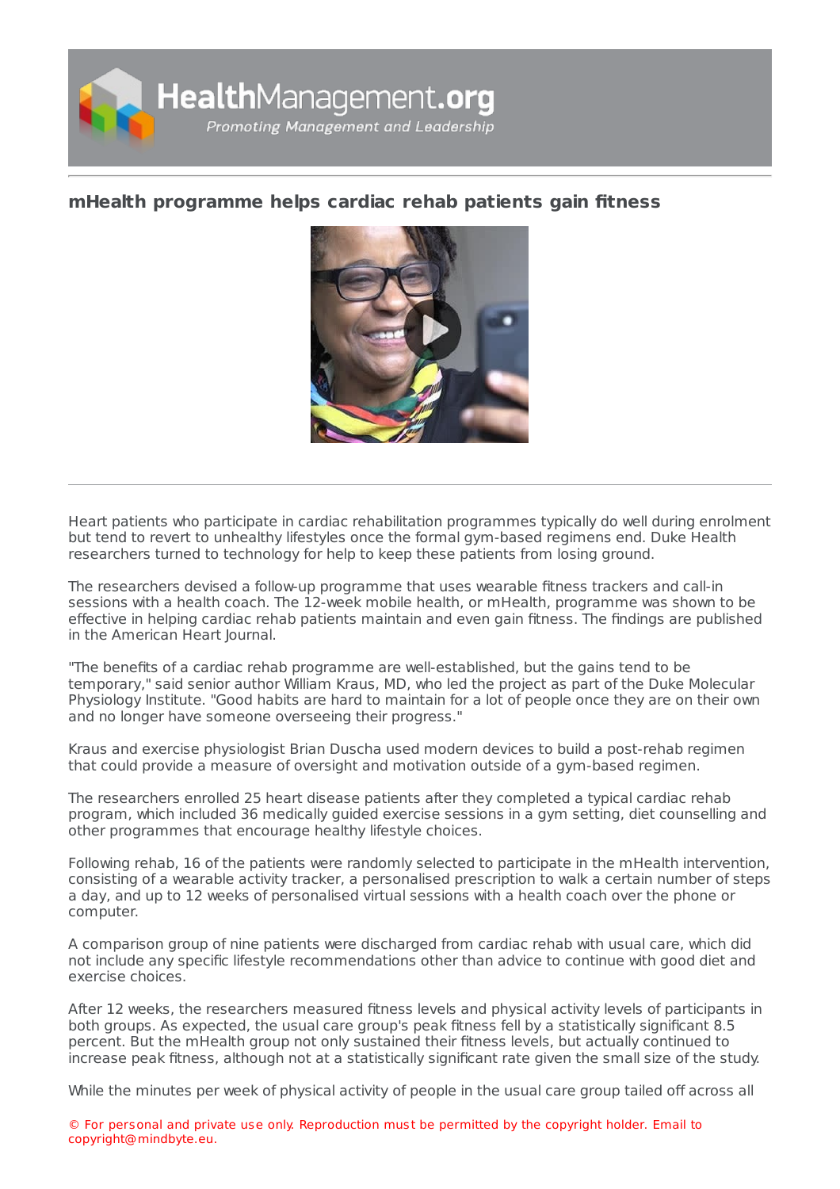# mHealth programme helps cardiac rehab patients gain fitness

Heart patients who participate in cardiac rehabilitation programmes typically do well during enrolment but tend to revert to unhealthy lifestyles once the formal gym-based regimens end. Duke Health researchers turned to technology for help to keep these patients from losing ground.

The researchers devised a follow-up programme that uses wearable fitness trackers and call-in sessions with a health coach. The 12-week mobile health, or mHealth, programme was shown to be effective in helping cardiac rehab patients maintain and even gain fitness. The findings are published in the American Heart Journal.

"The benefits of a cardiac rehab programme are well-established, but the gains tend to be temporary," said senior author William Kraus, MD, who led the project as part of the Duke Molecular Physiology Institute. "Good habits are hard to maintain for a lot of people once they are on their own and no longer have someone overseeing their progress."

Kraus and exercise physiologist Brian Duscha used modern devices to build a post-rehab regimen that could provide a measure of oversight and motivation outside of a gym-based regimen.

The researchers enrolled 25 heart disease patients after they completed a typical cardiac rehab program, which included 36 medically guided exercise sessions in a gym setting, diet counselling and other programmes that encourage healthy lifestyle choices.

Following rehab, 16 of the patients were randomly selected to participate in the mHealth intervention, consisting of a wearable activity tracker, a personalised prescription to walk a certain number of steps a day, and up to 12 weeks of personalised virtual sessions with a health coach over the phone or computer.

A comparison group of nine patients were discharged from cardiac rehab with usual care, which did not include any specific lifestyle recommendations other than advice to continue with good diet and exercise choices.

After 12 weeks, the researchers measured fitness levels and physical activity levels of participants in both groups. As expected, the usual care group's peak fitness fell by a statistically significant 8.5 percent. But the mHealth group not only sustained their fitness levels, but actually continued to increase peak fitness, although not at a statistically significant rate given the small size of the study.

While the minutes per week of physical activity of people in the usual care group tailed off across all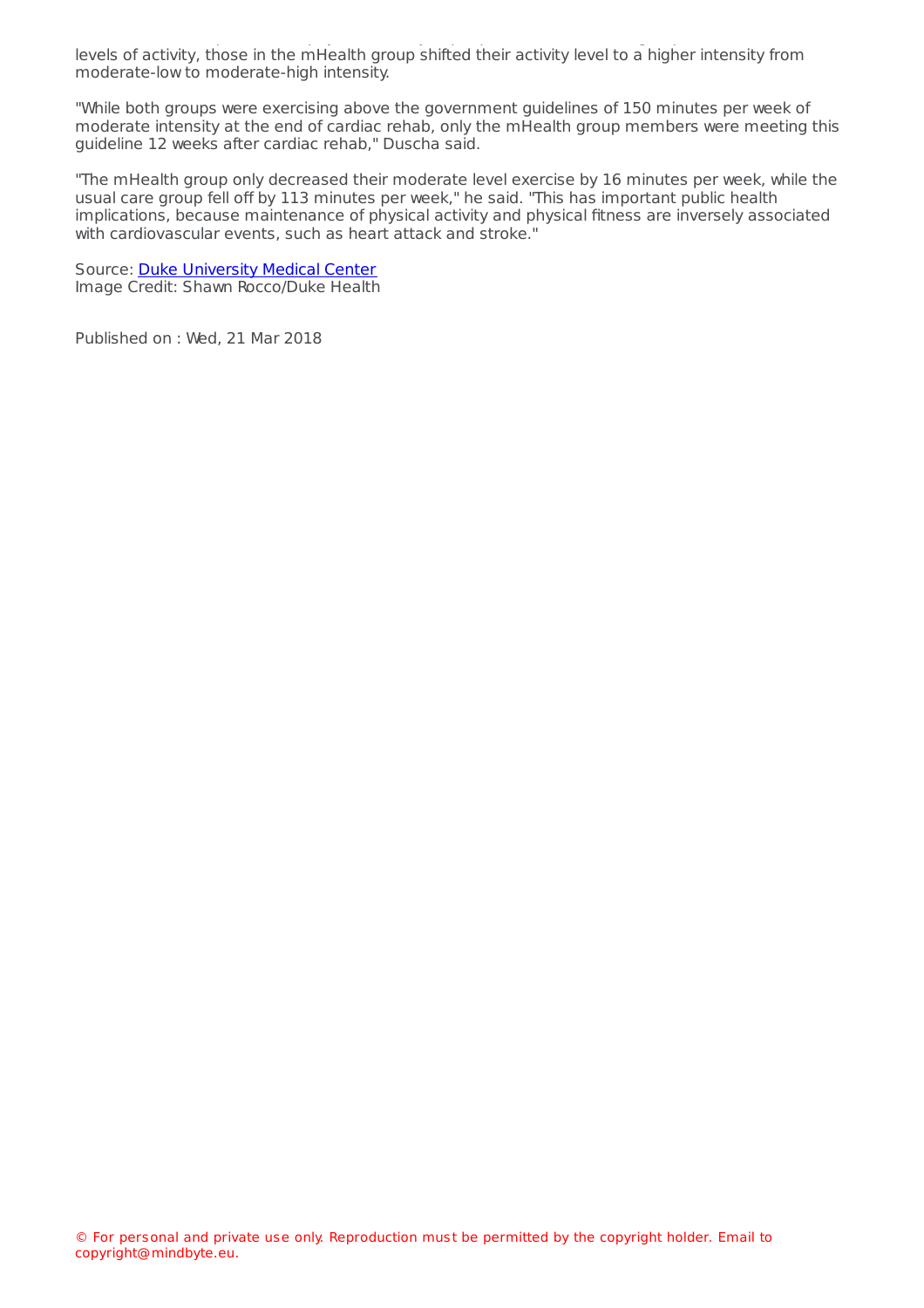levels of activity, those in the mHealth group shifted their activity level to a higher intensity from moderate-low to moderate-high intensity.

"While both groups were exercising above the government guidelines of 150 minutes per week of moderate intensity at the end of cardiac rehab, only the mHealth group members were meeting this guideline 12 weeks after cardiac rehab," Duscha said.

"The mHealth group only decreased their moderate level exercise by 16 minutes per week, while the usual care group fell off by 113 minutes per week," he said. "This has important public health implications, because maintenance of physical activity and physical fitness are inversely associated with cardiovascular events, such as heart attack and stroke."

Source: Duke University Medical Center
Image Credit: Shawn Rocco/Duke Health

Published on : Wed, 21 Mar 2018

© For personal and private use only. Reproduction must be permitted by the copyright holder. Email to copyright@mindbyte.eu.